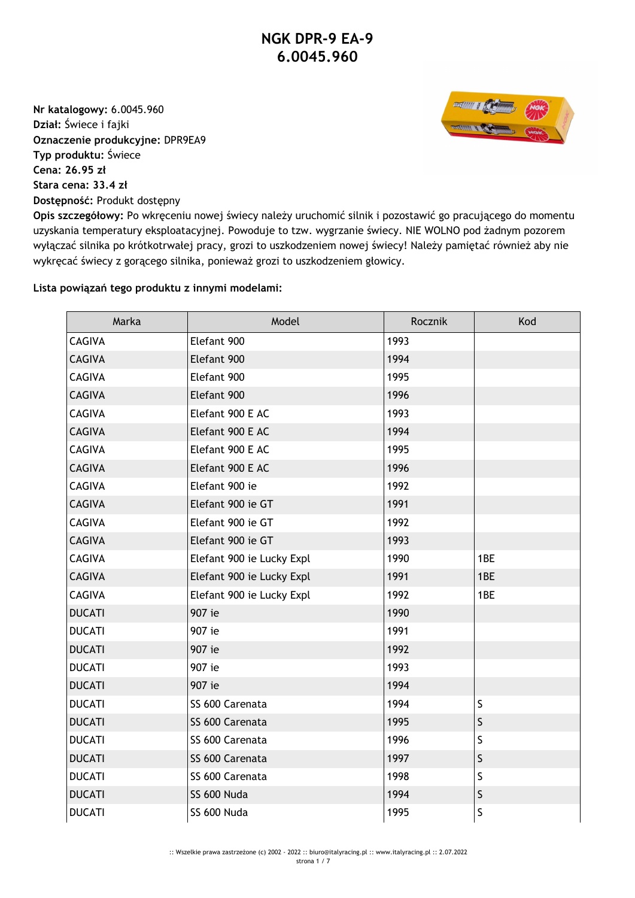# NGK DPR-9 EA-9
# 6.0045.960

**Nr katalogowy:** 6.0045.960
**Dział:** Świece i fajki
**Oznaczenie produkcyjne:** DPR9EA9
**Typ produktu:** Świece
**Cena: 26.95 zł**
**Stara cena: 33.4 zł**
**Dostępność:** Produkt dostępny
**Opis szczegółowy:** Po wkręceniu nowej świecy należy uruchomić silnik i pozostawić go pracującego do momentu uzyskania temperatury eksploatacyjnej. Powoduje to tzw. wygrzanie świecy. NIE WOLNO pod żadnym pozorem wyłączać silnika po krótkotrwałej pracy, grozi to uszkodzeniem nowej świecy! Należy pamiętać również aby nie wykręcać świecy z gorącego silnika, ponieważ grozi to uszkodzeniem głowicy.

**Lista powiązań tego produktu z innymi modelami:**

| Marka | Model | Rocznik | Kod |
|---|---|---|---|
| CAGIVA | Elefant 900 | 1993 | |
| CAGIVA | Elefant 900 | 1994 | |
| CAGIVA | Elefant 900 | 1995 | |
| CAGIVA | Elefant 900 | 1996 | |
| CAGIVA | Elefant 900 E AC | 1993 | |
| CAGIVA | Elefant 900 E AC | 1994 | |
| CAGIVA | Elefant 900 E AC | 1995 | |
| CAGIVA | Elefant 900 E AC | 1996 | |
| CAGIVA | Elefant 900 ie | 1992 | |
| CAGIVA | Elefant 900 ie GT | 1991 | |
| CAGIVA | Elefant 900 ie GT | 1992 | |
| CAGIVA | Elefant 900 ie GT | 1993 | |
| CAGIVA | Elefant 900 ie Lucky Expl | 1990 | 1BE |
| CAGIVA | Elefant 900 ie Lucky Expl | 1991 | 1BE |
| CAGIVA | Elefant 900 ie Lucky Expl | 1992 | 1BE |
| DUCATI | 907 ie | 1990 | |
| DUCATI | 907 ie | 1991 | |
| DUCATI | 907 ie | 1992 | |
| DUCATI | 907 ie | 1993 | |
| DUCATI | 907 ie | 1994 | |
| DUCATI | SS 600 Carenata | 1994 | S |
| DUCATI | SS 600 Carenata | 1995 | S |
| DUCATI | SS 600 Carenata | 1996 | S |
| DUCATI | SS 600 Carenata | 1997 | S |
| DUCATI | SS 600 Carenata | 1998 | S |
| DUCATI | SS 600 Nuda | 1994 | S |
| DUCATI | SS 600 Nuda | 1995 | S |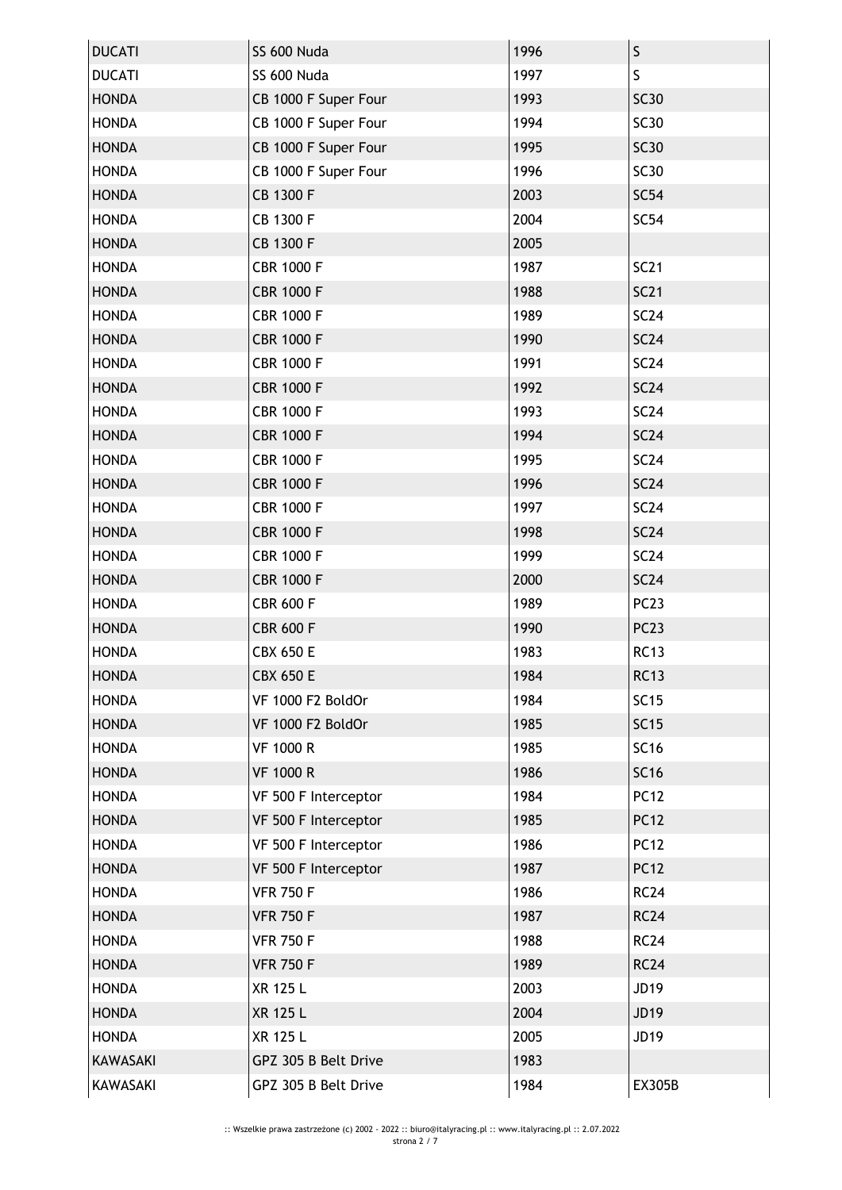| DUCATI | SS 600 Nuda | 1996 | S |
|---|---|---|---|
| DUCATI | SS 600 Nuda | 1997 | S |
| HONDA | CB 1000 F Super Four | 1993 | SC30 |
| HONDA | CB 1000 F Super Four | 1994 | SC30 |
| HONDA | CB 1000 F Super Four | 1995 | SC30 |
| HONDA | CB 1000 F Super Four | 1996 | SC30 |
| HONDA | CB 1300 F | 2003 | SC54 |
| HONDA | CB 1300 F | 2004 | SC54 |
| HONDA | CB 1300 F | 2005 | |
| HONDA | CBR 1000 F | 1987 | SC21 |
| HONDA | CBR 1000 F | 1988 | SC21 |
| HONDA | CBR 1000 F | 1989 | SC24 |
| HONDA | CBR 1000 F | 1990 | SC24 |
| HONDA | CBR 1000 F | 1991 | SC24 |
| HONDA | CBR 1000 F | 1992 | SC24 |
| HONDA | CBR 1000 F | 1993 | SC24 |
| HONDA | CBR 1000 F | 1994 | SC24 |
| HONDA | CBR 1000 F | 1995 | SC24 |
| HONDA | CBR 1000 F | 1996 | SC24 |
| HONDA | CBR 1000 F | 1997 | SC24 |
| HONDA | CBR 1000 F | 1998 | SC24 |
| HONDA | CBR 1000 F | 1999 | SC24 |
| HONDA | CBR 1000 F | 2000 | SC24 |
| HONDA | CBR 600 F | 1989 | PC23 |
| HONDA | CBR 600 F | 1990 | PC23 |
| HONDA | CBX 650 E | 1983 | RC13 |
| HONDA | CBX 650 E | 1984 | RC13 |
| HONDA | VF 1000 F2 BoldOr | 1984 | SC15 |
| HONDA | VF 1000 F2 BoldOr | 1985 | SC15 |
| HONDA | VF 1000 R | 1985 | SC16 |
| HONDA | VF 1000 R | 1986 | SC16 |
| HONDA | VF 500 F Interceptor | 1984 | PC12 |
| HONDA | VF 500 F Interceptor | 1985 | PC12 |
| HONDA | VF 500 F Interceptor | 1986 | PC12 |
| HONDA | VF 500 F Interceptor | 1987 | PC12 |
| HONDA | VFR 750 F | 1986 | RC24 |
| HONDA | VFR 750 F | 1987 | RC24 |
| HONDA | VFR 750 F | 1988 | RC24 |
| HONDA | VFR 750 F | 1989 | RC24 |
| HONDA | XR 125 L | 2003 | JD19 |
| HONDA | XR 125 L | 2004 | JD19 |
| HONDA | XR 125 L | 2005 | JD19 |
| KAWASAKI | GPZ 305 B Belt Drive | 1983 | |
| KAWASAKI | GPZ 305 B Belt Drive | 1984 | EX305B |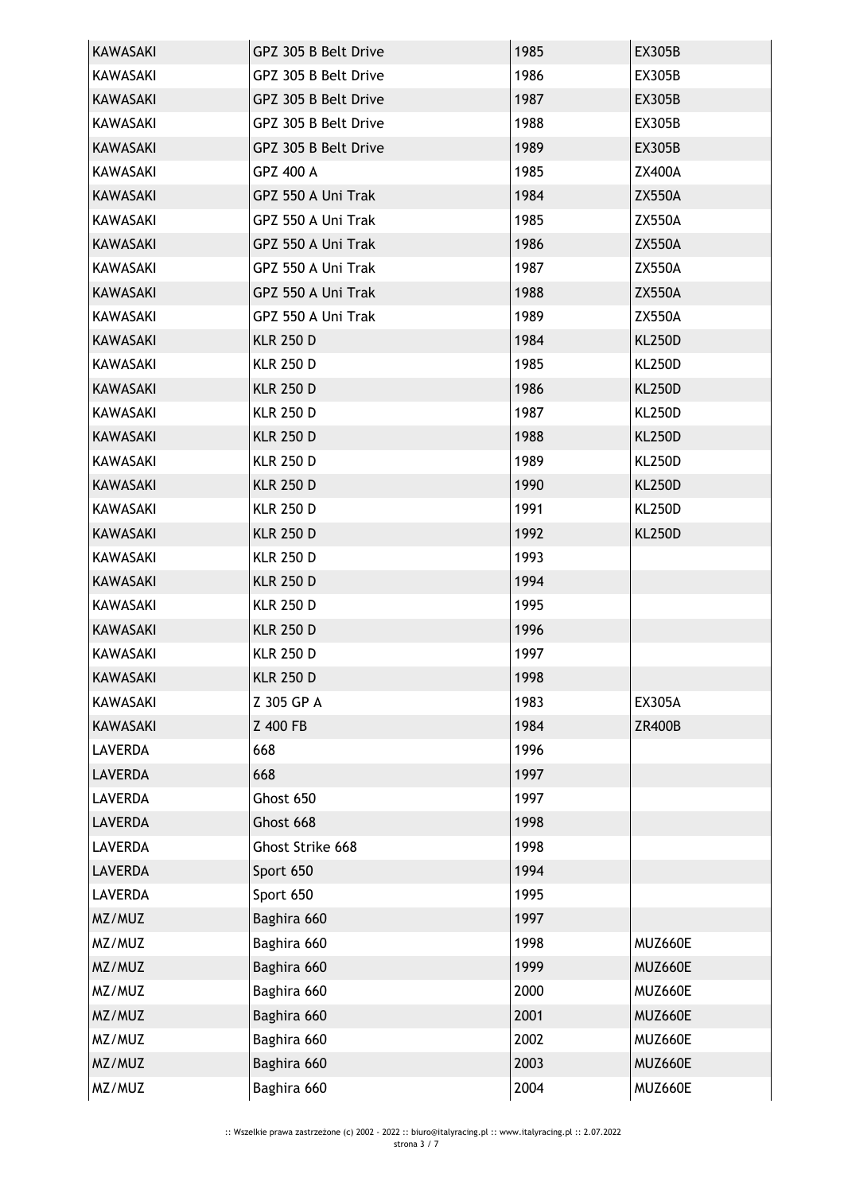| | | | |
|---|---|---|---|
| KAWASAKI | GPZ 305 B Belt Drive | 1985 | EX305B |
| KAWASAKI | GPZ 305 B Belt Drive | 1986 | EX305B |
| KAWASAKI | GPZ 305 B Belt Drive | 1987 | EX305B |
| KAWASAKI | GPZ 305 B Belt Drive | 1988 | EX305B |
| KAWASAKI | GPZ 305 B Belt Drive | 1989 | EX305B |
| KAWASAKI | GPZ 400 A | 1985 | ZX400A |
| KAWASAKI | GPZ 550 A Uni Trak | 1984 | ZX550A |
| KAWASAKI | GPZ 550 A Uni Trak | 1985 | ZX550A |
| KAWASAKI | GPZ 550 A Uni Trak | 1986 | ZX550A |
| KAWASAKI | GPZ 550 A Uni Trak | 1987 | ZX550A |
| KAWASAKI | GPZ 550 A Uni Trak | 1988 | ZX550A |
| KAWASAKI | GPZ 550 A Uni Trak | 1989 | ZX550A |
| KAWASAKI | KLR 250 D | 1984 | KL250D |
| KAWASAKI | KLR 250 D | 1985 | KL250D |
| KAWASAKI | KLR 250 D | 1986 | KL250D |
| KAWASAKI | KLR 250 D | 1987 | KL250D |
| KAWASAKI | KLR 250 D | 1988 | KL250D |
| KAWASAKI | KLR 250 D | 1989 | KL250D |
| KAWASAKI | KLR 250 D | 1990 | KL250D |
| KAWASAKI | KLR 250 D | 1991 | KL250D |
| KAWASAKI | KLR 250 D | 1992 | KL250D |
| KAWASAKI | KLR 250 D | 1993 | |
| KAWASAKI | KLR 250 D | 1994 | |
| KAWASAKI | KLR 250 D | 1995 | |
| KAWASAKI | KLR 250 D | 1996 | |
| KAWASAKI | KLR 250 D | 1997 | |
| KAWASAKI | KLR 250 D | 1998 | |
| KAWASAKI | Z 305 GP A | 1983 | EX305A |
| KAWASAKI | Z 400 FB | 1984 | ZR400B |
| LAVERDA | 668 | 1996 | |
| LAVERDA | 668 | 1997 | |
| LAVERDA | Ghost 650 | 1997 | |
| LAVERDA | Ghost 668 | 1998 | |
| LAVERDA | Ghost Strike 668 | 1998 | |
| LAVERDA | Sport 650 | 1994 | |
| LAVERDA | Sport 650 | 1995 | |
| MZ/MUZ | Baghira 660 | 1997 | |
| MZ/MUZ | Baghira 660 | 1998 | MUZ660E |
| MZ/MUZ | Baghira 660 | 1999 | MUZ660E |
| MZ/MUZ | Baghira 660 | 2000 | MUZ660E |
| MZ/MUZ | Baghira 660 | 2001 | MUZ660E |
| MZ/MUZ | Baghira 660 | 2002 | MUZ660E |
| MZ/MUZ | Baghira 660 | 2003 | MUZ660E |
| MZ/MUZ | Baghira 660 | 2004 | MUZ660E |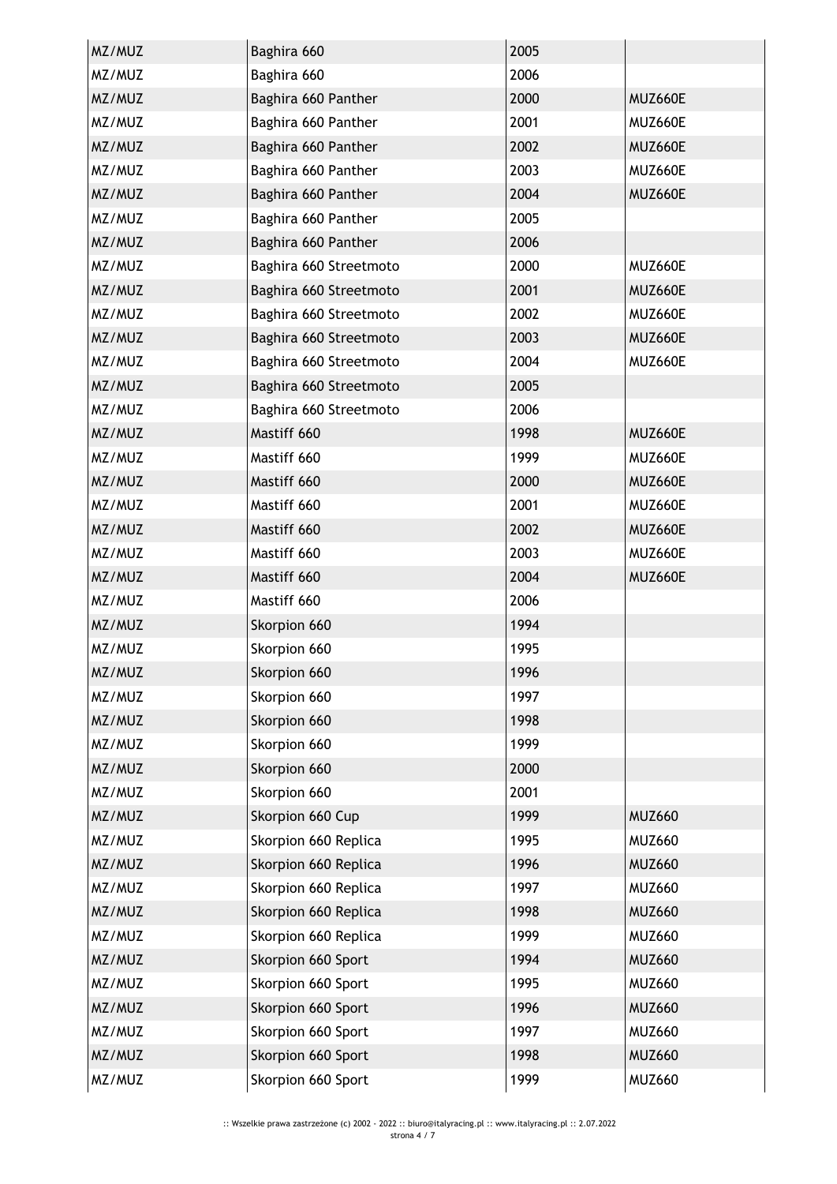| MZ/MUZ | Baghira 660 | 2005 | |
|---|---|---|---|
| MZ/MUZ | Baghira 660 | 2006 | |
| MZ/MUZ | Baghira 660 Panther | 2000 | MUZ660E |
| MZ/MUZ | Baghira 660 Panther | 2001 | MUZ660E |
| MZ/MUZ | Baghira 660 Panther | 2002 | MUZ660E |
| MZ/MUZ | Baghira 660 Panther | 2003 | MUZ660E |
| MZ/MUZ | Baghira 660 Panther | 2004 | MUZ660E |
| MZ/MUZ | Baghira 660 Panther | 2005 | |
| MZ/MUZ | Baghira 660 Panther | 2006 | |
| MZ/MUZ | Baghira 660 Streetmoto | 2000 | MUZ660E |
| MZ/MUZ | Baghira 660 Streetmoto | 2001 | MUZ660E |
| MZ/MUZ | Baghira 660 Streetmoto | 2002 | MUZ660E |
| MZ/MUZ | Baghira 660 Streetmoto | 2003 | MUZ660E |
| MZ/MUZ | Baghira 660 Streetmoto | 2004 | MUZ660E |
| MZ/MUZ | Baghira 660 Streetmoto | 2005 | |
| MZ/MUZ | Baghira 660 Streetmoto | 2006 | |
| MZ/MUZ | Mastiff 660 | 1998 | MUZ660E |
| MZ/MUZ | Mastiff 660 | 1999 | MUZ660E |
| MZ/MUZ | Mastiff 660 | 2000 | MUZ660E |
| MZ/MUZ | Mastiff 660 | 2001 | MUZ660E |
| MZ/MUZ | Mastiff 660 | 2002 | MUZ660E |
| MZ/MUZ | Mastiff 660 | 2003 | MUZ660E |
| MZ/MUZ | Mastiff 660 | 2004 | MUZ660E |
| MZ/MUZ | Mastiff 660 | 2006 | |
| MZ/MUZ | Skorpion 660 | 1994 | |
| MZ/MUZ | Skorpion 660 | 1995 | |
| MZ/MUZ | Skorpion 660 | 1996 | |
| MZ/MUZ | Skorpion 660 | 1997 | |
| MZ/MUZ | Skorpion 660 | 1998 | |
| MZ/MUZ | Skorpion 660 | 1999 | |
| MZ/MUZ | Skorpion 660 | 2000 | |
| MZ/MUZ | Skorpion 660 | 2001 | |
| MZ/MUZ | Skorpion 660 Cup | 1999 | MUZ660 |
| MZ/MUZ | Skorpion 660 Replica | 1995 | MUZ660 |
| MZ/MUZ | Skorpion 660 Replica | 1996 | MUZ660 |
| MZ/MUZ | Skorpion 660 Replica | 1997 | MUZ660 |
| MZ/MUZ | Skorpion 660 Replica | 1998 | MUZ660 |
| MZ/MUZ | Skorpion 660 Replica | 1999 | MUZ660 |
| MZ/MUZ | Skorpion 660 Sport | 1994 | MUZ660 |
| MZ/MUZ | Skorpion 660 Sport | 1995 | MUZ660 |
| MZ/MUZ | Skorpion 660 Sport | 1996 | MUZ660 |
| MZ/MUZ | Skorpion 660 Sport | 1997 | MUZ660 |
| MZ/MUZ | Skorpion 660 Sport | 1998 | MUZ660 |
| MZ/MUZ | Skorpion 660 Sport | 1999 | MUZ660 |

:: Wszelkie prawa zastrzeżone (c) 2002 - 2022 :: biuro@italyracing.pl :: www.italyracing.pl :: 2.07.2022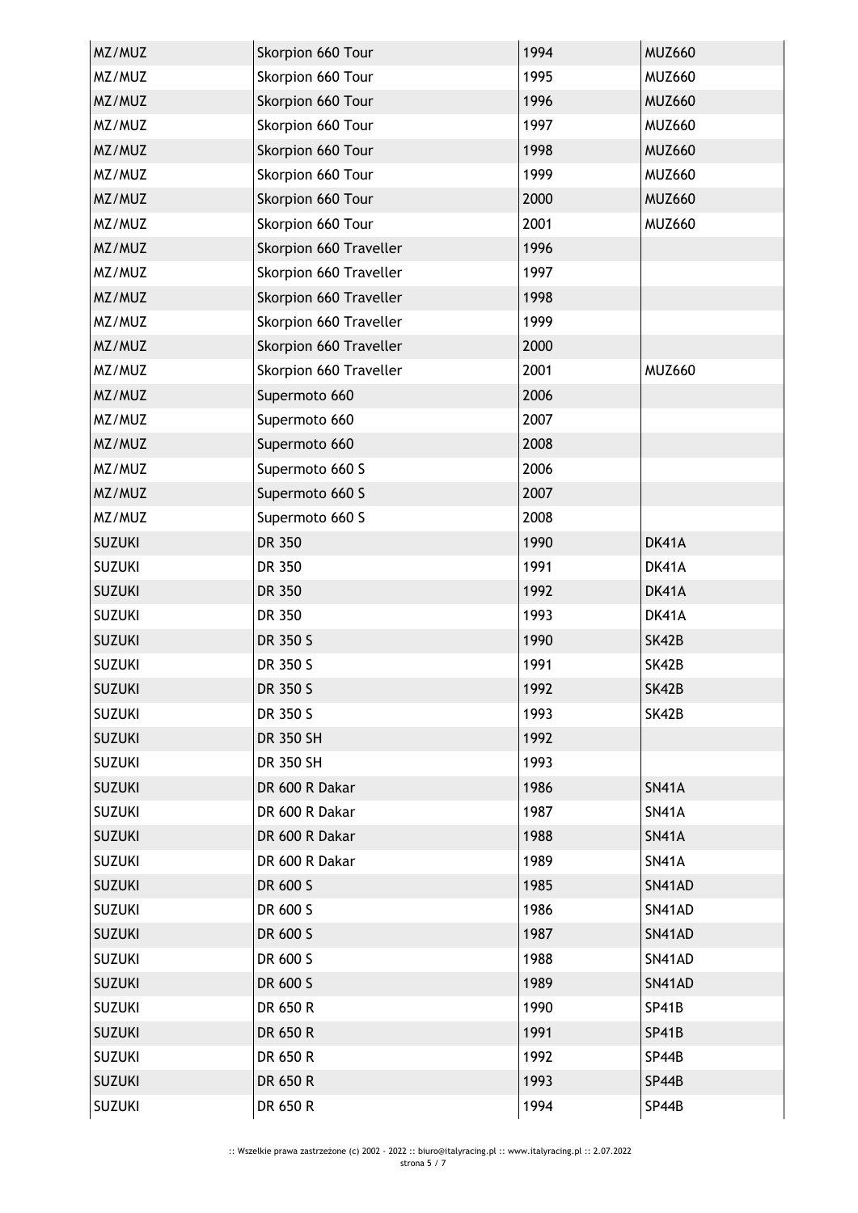| MZ/MUZ | Skorpion 660 Tour | 1994 | MUZ660 |
|---|---|---|---|
| MZ/MUZ | Skorpion 660 Tour | 1995 | MUZ660 |
| MZ/MUZ | Skorpion 660 Tour | 1996 | MUZ660 |
| MZ/MUZ | Skorpion 660 Tour | 1997 | MUZ660 |
| MZ/MUZ | Skorpion 660 Tour | 1998 | MUZ660 |
| MZ/MUZ | Skorpion 660 Tour | 1999 | MUZ660 |
| MZ/MUZ | Skorpion 660 Tour | 2000 | MUZ660 |
| MZ/MUZ | Skorpion 660 Tour | 2001 | MUZ660 |
| MZ/MUZ | Skorpion 660 Traveller | 1996 | |
| MZ/MUZ | Skorpion 660 Traveller | 1997 | |
| MZ/MUZ | Skorpion 660 Traveller | 1998 | |
| MZ/MUZ | Skorpion 660 Traveller | 1999 | |
| MZ/MUZ | Skorpion 660 Traveller | 2000 | |
| MZ/MUZ | Skorpion 660 Traveller | 2001 | MUZ660 |
| MZ/MUZ | Supermoto 660 | 2006 | |
| MZ/MUZ | Supermoto 660 | 2007 | |
| MZ/MUZ | Supermoto 660 | 2008 | |
| MZ/MUZ | Supermoto 660 S | 2006 | |
| MZ/MUZ | Supermoto 660 S | 2007 | |
| MZ/MUZ | Supermoto 660 S | 2008 | |
| SUZUKI | DR 350 | 1990 | DK41A |
| SUZUKI | DR 350 | 1991 | DK41A |
| SUZUKI | DR 350 | 1992 | DK41A |
| SUZUKI | DR 350 | 1993 | DK41A |
| SUZUKI | DR 350 S | 1990 | SK42B |
| SUZUKI | DR 350 S | 1991 | SK42B |
| SUZUKI | DR 350 S | 1992 | SK42B |
| SUZUKI | DR 350 S | 1993 | SK42B |
| SUZUKI | DR 350 SH | 1992 | |
| SUZUKI | DR 350 SH | 1993 | |
| SUZUKI | DR 600 R Dakar | 1986 | SN41A |
| SUZUKI | DR 600 R Dakar | 1987 | SN41A |
| SUZUKI | DR 600 R Dakar | 1988 | SN41A |
| SUZUKI | DR 600 R Dakar | 1989 | SN41A |
| SUZUKI | DR 600 S | 1985 | SN41AD |
| SUZUKI | DR 600 S | 1986 | SN41AD |
| SUZUKI | DR 600 S | 1987 | SN41AD |
| SUZUKI | DR 600 S | 1988 | SN41AD |
| SUZUKI | DR 600 S | 1989 | SN41AD |
| SUZUKI | DR 650 R | 1990 | SP41B |
| SUZUKI | DR 650 R | 1991 | SP41B |
| SUZUKI | DR 650 R | 1992 | SP44B |
| SUZUKI | DR 650 R | 1993 | SP44B |
| SUZUKI | DR 650 R | 1994 | SP44B |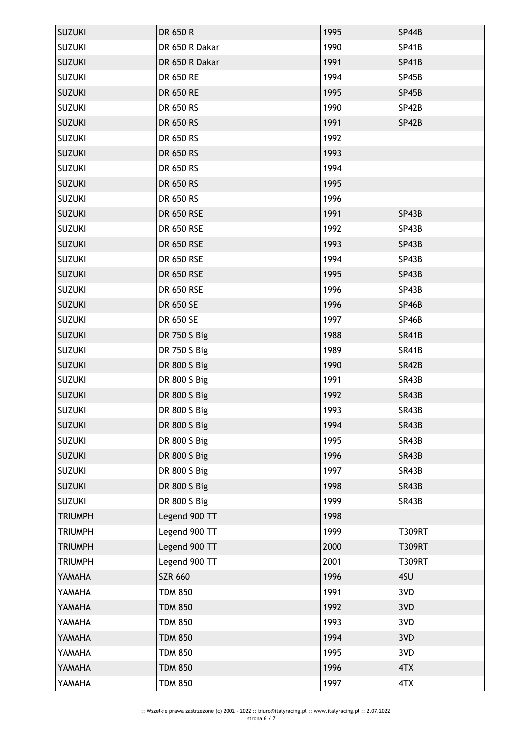| SUZUKI | DR 650 R | 1995 | SP44B |
|---|---|---|---|
| SUZUKI | DR 650 R Dakar | 1990 | SP41B |
| SUZUKI | DR 650 R Dakar | 1991 | SP41B |
| SUZUKI | DR 650 RE | 1994 | SP45B |
| SUZUKI | DR 650 RE | 1995 | SP45B |
| SUZUKI | DR 650 RS | 1990 | SP42B |
| SUZUKI | DR 650 RS | 1991 | SP42B |
| SUZUKI | DR 650 RS | 1992 | |
| SUZUKI | DR 650 RS | 1993 | |
| SUZUKI | DR 650 RS | 1994 | |
| SUZUKI | DR 650 RS | 1995 | |
| SUZUKI | DR 650 RS | 1996 | |
| SUZUKI | DR 650 RSE | 1991 | SP43B |
| SUZUKI | DR 650 RSE | 1992 | SP43B |
| SUZUKI | DR 650 RSE | 1993 | SP43B |
| SUZUKI | DR 650 RSE | 1994 | SP43B |
| SUZUKI | DR 650 RSE | 1995 | SP43B |
| SUZUKI | DR 650 RSE | 1996 | SP43B |
| SUZUKI | DR 650 SE | 1996 | SP46B |
| SUZUKI | DR 650 SE | 1997 | SP46B |
| SUZUKI | DR 750 S Big | 1988 | SR41B |
| SUZUKI | DR 750 S Big | 1989 | SR41B |
| SUZUKI | DR 800 S Big | 1990 | SR42B |
| SUZUKI | DR 800 S Big | 1991 | SR43B |
| SUZUKI | DR 800 S Big | 1992 | SR43B |
| SUZUKI | DR 800 S Big | 1993 | SR43B |
| SUZUKI | DR 800 S Big | 1994 | SR43B |
| SUZUKI | DR 800 S Big | 1995 | SR43B |
| SUZUKI | DR 800 S Big | 1996 | SR43B |
| SUZUKI | DR 800 S Big | 1997 | SR43B |
| SUZUKI | DR 800 S Big | 1998 | SR43B |
| SUZUKI | DR 800 S Big | 1999 | SR43B |
| TRIUMPH | Legend 900 TT | 1998 | |
| TRIUMPH | Legend 900 TT | 1999 | T309RT |
| TRIUMPH | Legend 900 TT | 2000 | T309RT |
| TRIUMPH | Legend 900 TT | 2001 | T309RT |
| YAMAHA | SZR 660 | 1996 | 4SU |
| YAMAHA | TDM 850 | 1991 | 3VD |
| YAMAHA | TDM 850 | 1992 | 3VD |
| YAMAHA | TDM 850 | 1993 | 3VD |
| YAMAHA | TDM 850 | 1994 | 3VD |
| YAMAHA | TDM 850 | 1995 | 3VD |
| YAMAHA | TDM 850 | 1996 | 4TX |
| YAMAHA | TDM 850 | 1997 | 4TX |

:: Wszelkie prawa zastrzeżone (c) 2002 - 2022 :: biuro@italyracing.pl :: www.italyracing.pl :: 2.07.2022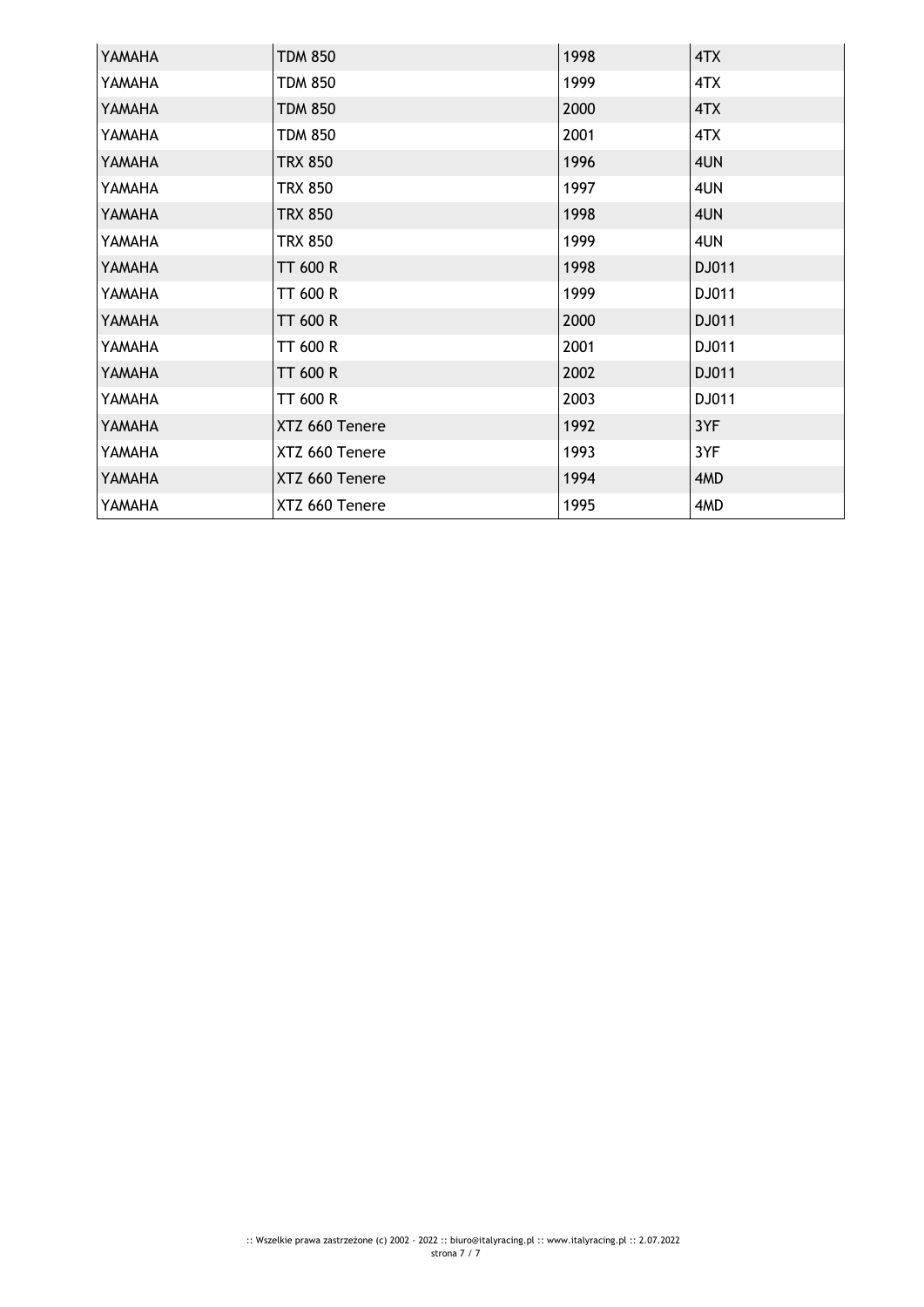| | | | |
|---|---|---|---|
| YAMAHA | TDM 850 | 1998 | 4TX |
| YAMAHA | TDM 850 | 1999 | 4TX |
| YAMAHA | TDM 850 | 2000 | 4TX |
| YAMAHA | TDM 850 | 2001 | 4TX |
| YAMAHA | TRX 850 | 1996 | 4UN |
| YAMAHA | TRX 850 | 1997 | 4UN |
| YAMAHA | TRX 850 | 1998 | 4UN |
| YAMAHA | TRX 850 | 1999 | 4UN |
| YAMAHA | TT 600 R | 1998 | DJ011 |
| YAMAHA | TT 600 R | 1999 | DJ011 |
| YAMAHA | TT 600 R | 2000 | DJ011 |
| YAMAHA | TT 600 R | 2001 | DJ011 |
| YAMAHA | TT 600 R | 2002 | DJ011 |
| YAMAHA | TT 600 R | 2003 | DJ011 |
| YAMAHA | XTZ 660 Tenere | 1992 | 3YF |
| YAMAHA | XTZ 660 Tenere | 1993 | 3YF |
| YAMAHA | XTZ 660 Tenere | 1994 | 4MD |
| YAMAHA | XTZ 660 Tenere | 1995 | 4MD |

:: Wszelkie prawa zastrzeżone (c) 2002 - 2022 :: biuro@italyracing.pl :: www.italyracing.pl :: 2.07.2022